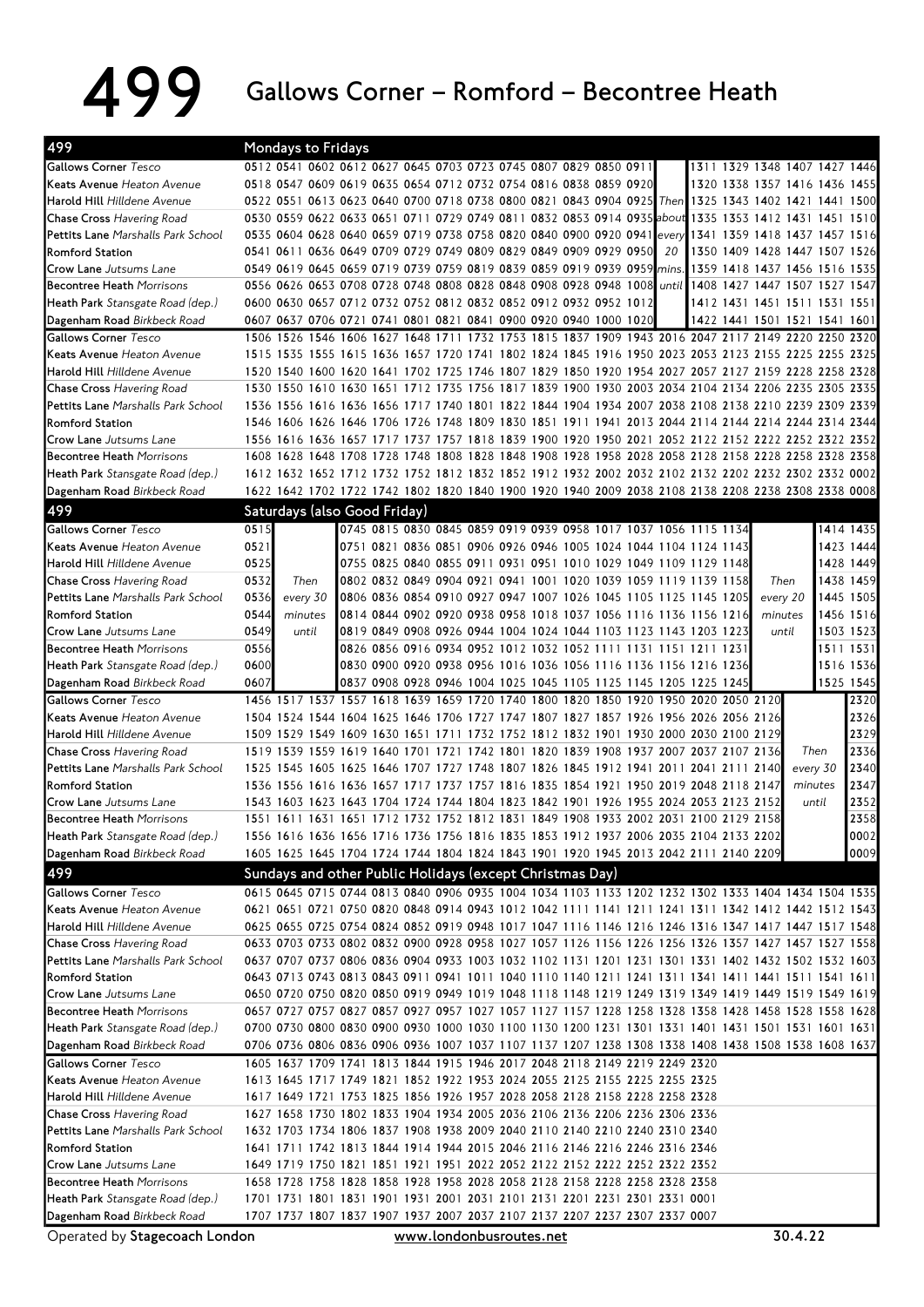# 499 Gallows Corner – Romford – Becontree Heath

## Mondays to Fridays

| 499 | | | | | | | | | | | | | | | | | | | |
|---|---|---|---|---|---|---|---|---|---|---|---|---|---|---|---|---|---|---|---|
| **Gallows Corner** *Tesco* | 0512 | 0541 | 0602 | 0612 | 0627 | 0645 | 0703 | 0723 | 0745 | 0807 | 0829 | 0850 | 0911 | | | 1311 | 1329 | 1348 | 1407 | 1427 | 1446 |
| **Keats Avenue** *Heaton Avenue* | 0518 | 0547 | 0609 | 0619 | 0635 | 0654 | 0712 | 0732 | 0754 | 0816 | 0838 | 0859 | 0920 | | | 1320 | 1338 | 1357 | 1416 | 1436 | 1455 |
| **Harold Hill** *Hilldene Avenue* | 0522 | 0551 | 0613 | 0623 | 0640 | 0700 | 0718 | 0738 | 0800 | 0821 | 0843 | 0904 | 0925 | Then | | 1325 | 1343 | 1402 | 1421 | 1441 | 1500 |
| **Chase Cross** *Havering Road* | 0530 | 0559 | 0622 | 0633 | 0651 | 0711 | 0729 | 0749 | 0811 | 0832 | 0853 | 0914 | 0935 | about | | 1335 | 1353 | 1412 | 1431 | 1451 | 1510 |
| **Pettits Lane** *Marshalls Park School* | 0535 | 0604 | 0628 | 0640 | 0659 | 0719 | 0738 | 0758 | 0820 | 0840 | 0900 | 0920 | 0941 | every | | 1341 | 1359 | 1418 | 1437 | 1457 | 1516 |
| **Romford Station** | 0541 | 0611 | 0636 | 0649 | 0709 | 0729 | 0749 | 0809 | 0829 | 0849 | 0909 | 0929 | 0950 | 20 | | 1350 | 1409 | 1428 | 1447 | 1507 | 1526 |
| **Crow Lane** *Jutsums Lane* | 0549 | 0619 | 0645 | 0659 | 0719 | 0739 | 0759 | 0819 | 0839 | 0859 | 0919 | 0939 | 0959 | mins. | | 1359 | 1418 | 1437 | 1456 | 1516 | 1535 |
| **Becontree Heath** *Morrisons* | 0556 | 0626 | 0653 | 0708 | 0728 | 0748 | 0808 | 0828 | 0848 | 0908 | 0928 | 0948 | 1008 | until | | 1408 | 1427 | 1447 | 1507 | 1527 | 1547 |
| **Heath Park** *Stansgate Road (dep.)* | 0600 | 0630 | 0657 | 0712 | 0732 | 0752 | 0812 | 0832 | 0852 | 0912 | 0932 | 0952 | 1012 | | | 1412 | 1431 | 1451 | 1511 | 1531 | 1551 |
| **Dagenham Road** *Birkbeck Road* | 0607 | 0637 | 0706 | 0721 | 0741 | 0801 | 0821 | 0841 | 0900 | 0920 | 0940 | 1000 | 1020 | | | 1422 | 1441 | 1501 | 1521 | 1541 | 1601 |

| | | | | | | | | | | | | | | | | | | | |
|---|---|---|---|---|---|---|---|---|---|---|---|---|---|---|---|---|---|---|---|
| **Gallows Corner** *Tesco* | 1506 | 1526 | 1546 | 1606 | 1627 | 1648 | 1711 | 1732 | 1753 | 1815 | 1837 | 1909 | 1943 | 2016 | 2047 | 2117 | 2149 | 2220 | 2250 | 2320 |
| **Keats Avenue** *Heaton Avenue* | 1515 | 1535 | 1555 | 1615 | 1636 | 1657 | 1720 | 1741 | 1802 | 1824 | 1845 | 1916 | 1950 | 2023 | 2053 | 2123 | 2155 | 2225 | 2255 | 2325 |
| **Harold Hill** *Hilldene Avenue* | 1520 | 1540 | 1600 | 1620 | 1641 | 1702 | 1725 | 1746 | 1807 | 1829 | 1850 | 1920 | 1954 | 2027 | 2057 | 2127 | 2159 | 2228 | 2258 | 2328 |
| **Chase Cross** *Havering Road* | 1530 | 1550 | 1610 | 1630 | 1651 | 1712 | 1735 | 1756 | 1817 | 1839 | 1900 | 1930 | 2003 | 2034 | 2104 | 2134 | 2206 | 2235 | 2305 | 2335 |
| **Pettits Lane** *Marshalls Park School* | 1536 | 1556 | 1616 | 1636 | 1656 | 1717 | 1740 | 1801 | 1822 | 1844 | 1904 | 1934 | 2007 | 2038 | 2108 | 2138 | 2210 | 2239 | 2309 | 2339 |
| **Romford Station** | 1546 | 1606 | 1626 | 1646 | 1706 | 1726 | 1748 | 1809 | 1830 | 1851 | 1911 | 1941 | 2013 | 2044 | 2114 | 2144 | 2214 | 2244 | 2314 | 2344 |
| **Crow Lane** *Jutsums Lane* | 1556 | 1616 | 1636 | 1657 | 1717 | 1737 | 1757 | 1818 | 1839 | 1900 | 1920 | 1950 | 2021 | 2052 | 2122 | 2152 | 2222 | 2252 | 2322 | 2352 |
| **Becontree Heath** *Morrisons* | 1608 | 1628 | 1648 | 1708 | 1728 | 1748 | 1808 | 1828 | 1848 | 1908 | 1928 | 1958 | 2028 | 2058 | 2128 | 2158 | 2228 | 2258 | 2328 | 2358 |
| **Heath Park** *Stansgate Road (dep.)* | 1612 | 1632 | 1652 | 1712 | 1732 | 1752 | 1812 | 1832 | 1852 | 1912 | 1932 | 2002 | 2032 | 2102 | 2132 | 2202 | 2232 | 2302 | 2332 | 0002 |
| **Dagenham Road** *Birkbeck Road* | 1622 | 1642 | 1702 | 1722 | 1742 | 1802 | 1820 | 1840 | 1900 | 1920 | 1940 | 2009 | 2038 | 2108 | 2138 | 2208 | 2238 | 2308 | 2338 | 0008 |

## Saturdays (also Good Friday)

| 499 | | | | | | | | | | | | | | | | | | |
|---|---|---|---|---|---|---|---|---|---|---|---|---|---|---|---|---|---|---|
| **Gallows Corner** *Tesco* | 0515 | | 0745 | 0815 | 0830 | 0845 | 0859 | 0919 | 0939 | 0958 | 1017 | 1037 | 1056 | 1115 | 1134 | | 1414 | 1435 |
| **Keats Avenue** *Heaton Avenue* | 0521 | | 0751 | 0821 | 0836 | 0851 | 0906 | 0926 | 0946 | 1005 | 1024 | 1044 | 1104 | 1124 | 1143 | | 1423 | 1444 |
| **Harold Hill** *Hilldene Avenue* | 0525 | | 0755 | 0825 | 0840 | 0855 | 0911 | 0931 | 0951 | 1010 | 1029 | 1049 | 1109 | 1129 | 1148 | | 1428 | 1449 |
| **Chase Cross** *Havering Road* | 0532 | Then | 0802 | 0832 | 0849 | 0904 | 0921 | 0941 | 1001 | 1020 | 1039 | 1059 | 1119 | 1139 | 1158 | Then | 1438 | 1459 |
| **Pettits Lane** *Marshalls Park School* | 0536 | every 30 | 0806 | 0836 | 0854 | 0910 | 0927 | 0947 | 1007 | 1026 | 1045 | 1105 | 1125 | 1145 | 1205 | every 20 | 1445 | 1505 |
| **Romford Station** | 0544 | minutes | 0814 | 0844 | 0902 | 0920 | 0938 | 0958 | 1018 | 1037 | 1056 | 1116 | 1136 | 1156 | 1216 | minutes | 1456 | 1516 |
| **Crow Lane** *Jutsums Lane* | 0549 | until | 0819 | 0849 | 0908 | 0926 | 0944 | 1004 | 1024 | 1044 | 1103 | 1123 | 1143 | 1203 | 1223 | until | 1503 | 1523 |
| **Becontree Heath** *Morrisons* | 0556 | | 0826 | 0856 | 0916 | 0934 | 0952 | 1012 | 1032 | 1052 | 1111 | 1131 | 1151 | 1211 | 1231 | | 1511 | 1531 |
| **Heath Park** *Stansgate Road (dep.)* | 0600 | | 0830 | 0900 | 0920 | 0938 | 0956 | 1016 | 1036 | 1056 | 1116 | 1136 | 1156 | 1216 | 1236 | | 1516 | 1536 |
| **Dagenham Road** *Birkbeck Road* | 0607 | | 0837 | 0908 | 0928 | 0946 | 1004 | 1025 | 1045 | 1105 | 1125 | 1145 | 1205 | 1225 | 1245 | | 1525 | 1545 |

| | | | | | | | | | | | | | | | | | |
|---|---|---|---|---|---|---|---|---|---|---|---|---|---|---|---|---|---|
| **Gallows Corner** *Tesco* | 1456 | 1517 | 1537 | 1557 | 1618 | 1639 | 1659 | 1720 | 1740 | 1800 | 1820 | 1850 | 1920 | 1950 | 2020 | 2050 | 2120 | | 2320 |
| **Keats Avenue** *Heaton Avenue* | 1504 | 1524 | 1544 | 1604 | 1625 | 1646 | 1706 | 1727 | 1747 | 1807 | 1827 | 1857 | 1926 | 1956 | 2026 | 2056 | 2126 | | 2326 |
| **Harold Hill** *Hilldene Avenue* | 1509 | 1529 | 1549 | 1609 | 1630 | 1651 | 1711 | 1732 | 1752 | 1812 | 1832 | 1901 | 1930 | 2000 | 2030 | 2100 | 2129 | | 2329 |
| **Chase Cross** *Havering Road* | 1519 | 1539 | 1559 | 1619 | 1640 | 1701 | 1721 | 1742 | 1801 | 1820 | 1839 | 1908 | 1937 | 2007 | 2037 | 2107 | 2136 | Then | 2336 |
| **Pettits Lane** *Marshalls Park School* | 1525 | 1545 | 1605 | 1625 | 1646 | 1707 | 1727 | 1748 | 1807 | 1826 | 1845 | 1912 | 1941 | 2011 | 2041 | 2111 | 2140 | every 30 | 2340 |
| **Romford Station** | 1536 | 1556 | 1616 | 1636 | 1657 | 1717 | 1737 | 1757 | 1816 | 1835 | 1854 | 1921 | 1950 | 2019 | 2048 | 2118 | 2147 | minutes | 2347 |
| **Crow Lane** *Jutsums Lane* | 1543 | 1603 | 1623 | 1643 | 1704 | 1724 | 1744 | 1804 | 1823 | 1842 | 1901 | 1926 | 1955 | 2024 | 2053 | 2123 | 2152 | until | 2352 |
| **Becontree Heath** *Morrisons* | 1551 | 1611 | 1631 | 1651 | 1712 | 1732 | 1752 | 1812 | 1831 | 1849 | 1908 | 1933 | 2002 | 2031 | 2100 | 2129 | 2158 | | 2358 |
| **Heath Park** *Stansgate Road (dep.)* | 1556 | 1616 | 1636 | 1656 | 1716 | 1736 | 1756 | 1816 | 1835 | 1853 | 1912 | 1937 | 2006 | 2035 | 2104 | 2133 | 2202 | | 0002 |
| **Dagenham Road** *Birkbeck Road* | 1605 | 1625 | 1645 | 1704 | 1724 | 1744 | 1804 | 1824 | 1843 | 1901 | 1920 | 1945 | 2013 | 2042 | 2111 | 2140 | 2209 | | 0009 |

## Sundays and other Public Holidays (except Christmas Day)

| 499 | | | | | | | | | | | | | | | | | | | |
|---|---|---|---|---|---|---|---|---|---|---|---|---|---|---|---|---|---|---|---|
| **Gallows Corner** *Tesco* | 0615 | 0645 | 0715 | 0744 | 0813 | 0840 | 0906 | 0935 | 1004 | 1034 | 1103 | 1133 | 1202 | 1232 | 1302 | 1333 | 1404 | 1434 | 1504 | 1535 |
| **Keats Avenue** *Heaton Avenue* | 0621 | 0651 | 0721 | 0750 | 0820 | 0848 | 0914 | 0943 | 1012 | 1042 | 1111 | 1141 | 1211 | 1241 | 1311 | 1342 | 1412 | 1442 | 1512 | 1543 |
| **Harold Hill** *Hilldene Avenue* | 0625 | 0655 | 0725 | 0754 | 0824 | 0852 | 0919 | 0948 | 1017 | 1047 | 1116 | 1146 | 1216 | 1246 | 1316 | 1347 | 1417 | 1447 | 1517 | 1548 |
| **Chase Cross** *Havering Road* | 0633 | 0703 | 0733 | 0802 | 0832 | 0900 | 0928 | 0958 | 1027 | 1057 | 1126 | 1156 | 1226 | 1256 | 1326 | 1357 | 1427 | 1457 | 1527 | 1558 |
| **Pettits Lane** *Marshalls Park School* | 0637 | 0707 | 0737 | 0806 | 0836 | 0904 | 0933 | 1003 | 1032 | 1102 | 1131 | 1201 | 1231 | 1301 | 1331 | 1402 | 1432 | 1502 | 1532 | 1603 |
| **Romford Station** | 0643 | 0713 | 0743 | 0813 | 0843 | 0911 | 0941 | 1011 | 1040 | 1110 | 1140 | 1211 | 1241 | 1311 | 1341 | 1411 | 1441 | 1511 | 1541 | 1611 |
| **Crow Lane** *Jutsums Lane* | 0650 | 0720 | 0750 | 0820 | 0850 | 0919 | 0949 | 1019 | 1048 | 1118 | 1148 | 1219 | 1249 | 1319 | 1349 | 1419 | 1449 | 1519 | 1549 | 1619 |
| **Becontree Heath** *Morrisons* | 0657 | 0727 | 0757 | 0827 | 0857 | 0927 | 0957 | 1027 | 1057 | 1127 | 1157 | 1228 | 1258 | 1328 | 1358 | 1428 | 1458 | 1528 | 1558 | 1628 |
| **Heath Park** *Stansgate Road (dep.)* | 0700 | 0730 | 0800 | 0830 | 0900 | 0930 | 1000 | 1030 | 1100 | 1130 | 1200 | 1231 | 1301 | 1331 | 1401 | 1431 | 1501 | 1531 | 1601 | 1631 |
| **Dagenham Road** *Birkbeck Road* | 0706 | 0736 | 0806 | 0836 | 0906 | 0936 | 1007 | 1037 | 1107 | 1137 | 1207 | 1238 | 1308 | 1338 | 1408 | 1438 | 1508 | 1538 | 1608 | 1637 |

| | | | | | | | | | | | | | | | |
|---|---|---|---|---|---|---|---|---|---|---|---|---|---|---|---|
| **Gallows Corner** *Tesco* | 1605 | 1637 | 1709 | 1741 | 1813 | 1844 | 1915 | 1946 | 2017 | 2048 | 2118 | 2149 | 2219 | 2249 | 2320 |
| **Keats Avenue** *Heaton Avenue* | 1613 | 1645 | 1717 | 1749 | 1821 | 1852 | 1922 | 1953 | 2024 | 2055 | 2125 | 2155 | 2225 | 2255 | 2325 |
| **Harold Hill** *Hilldene Avenue* | 1617 | 1649 | 1721 | 1753 | 1825 | 1856 | 1926 | 1957 | 2028 | 2058 | 2128 | 2158 | 2228 | 2258 | 2328 |
| **Chase Cross** *Havering Road* | 1627 | 1658 | 1730 | 1802 | 1833 | 1904 | 1934 | 2005 | 2036 | 2106 | 2136 | 2206 | 2236 | 2306 | 2336 |
| **Pettits Lane** *Marshalls Park School* | 1632 | 1703 | 1734 | 1806 | 1837 | 1908 | 1938 | 2009 | 2040 | 2110 | 2140 | 2210 | 2240 | 2310 | 2340 |
| **Romford Station** | 1641 | 1711 | 1742 | 1813 | 1844 | 1914 | 1944 | 2015 | 2046 | 2116 | 2146 | 2216 | 2246 | 2316 | 2346 |
| **Crow Lane** *Jutsums Lane* | 1649 | 1719 | 1750 | 1821 | 1851 | 1921 | 1951 | 2022 | 2052 | 2122 | 2152 | 2222 | 2252 | 2322 | 2352 |
| **Becontree Heath** *Morrisons* | 1658 | 1728 | 1758 | 1828 | 1858 | 1928 | 1958 | 2028 | 2058 | 2128 | 2158 | 2228 | 2258 | 2328 | 2358 |
| **Heath Park** *Stansgate Road (dep.)* | 1701 | 1731 | 1801 | 1831 | 1901 | 1931 | 2001 | 2031 | 2101 | 2131 | 2201 | 2231 | 2301 | 2331 | 0001 |
| **Dagenham Road** *Birkbeck Road* | 1707 | 1737 | 1807 | 1837 | 1907 | 1937 | 2007 | 2037 | 2107 | 2137 | 2207 | 2237 | 2307 | 2337 | 0007 |

Operated by **Stagecoach London** | www.londonbusroutes.net | 30.4.22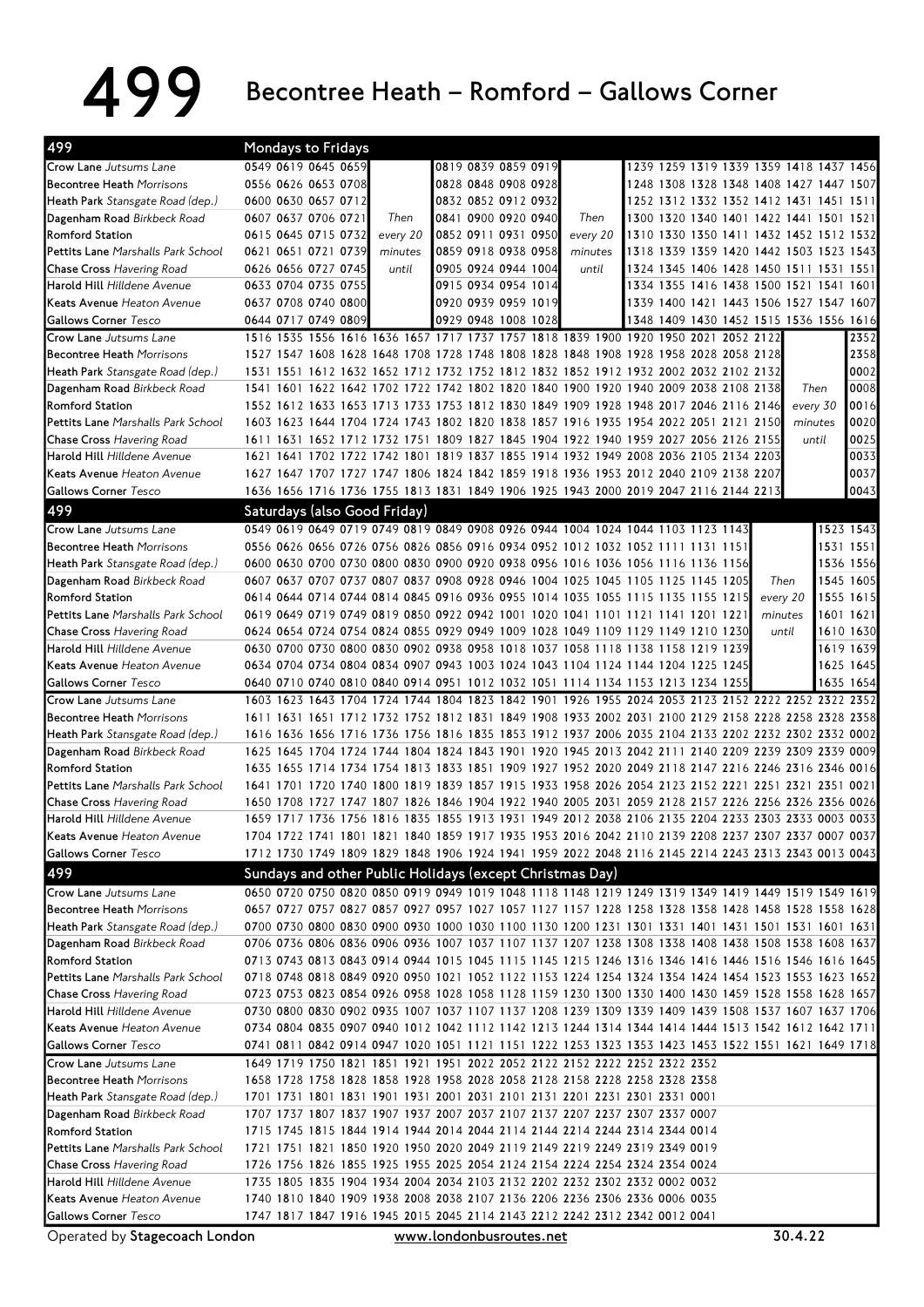# 499 Becontree Heath – Romford – Gallows Corner

## Mondays to Fridays

| 499 | | | | | | | | | | | | | | | | | |
|---|---|---|---|---|---|---|---|---|---|---|---|---|---|---|---|---|---|
| Crow Lane *Jutsums Lane* | 0549 | 0619 | 0645 | 0659 | | 0819 | 0839 | 0859 | 0919 | | 1239 | 1259 | 1319 | 1339 | 1359 | 1418 | 1437 | 1456 |
| Becontree Heath *Morrisons* | 0556 | 0626 | 0653 | 0708 | | 0828 | 0848 | 0908 | 0928 | | 1248 | 1308 | 1328 | 1348 | 1408 | 1427 | 1447 | 1507 |
| Heath Park *Stansgate Road (dep.)* | 0600 | 0630 | 0657 | 0712 | | 0832 | 0852 | 0912 | 0932 | | 1252 | 1312 | 1332 | 1352 | 1412 | 1431 | 1451 | 1511 |
| Dagenham Road *Birkbeck Road* | 0607 | 0637 | 0706 | 0721 | Then | 0841 | 0900 | 0920 | 0940 | Then | 1300 | 1320 | 1340 | 1401 | 1422 | 1441 | 1501 | 1521 |
| Romford Station | 0615 | 0645 | 0715 | 0732 | every 20 | 0852 | 0911 | 0931 | 0950 | every 20 | 1310 | 1330 | 1350 | 1411 | 1432 | 1452 | 1512 | 1532 |
| Pettits Lane *Marshalls Park School* | 0621 | 0651 | 0721 | 0739 | minutes | 0859 | 0918 | 0938 | 0958 | minutes | 1318 | 1339 | 1359 | 1420 | 1442 | 1503 | 1523 | 1543 |
| Chase Cross *Havering Road* | 0626 | 0656 | 0727 | 0745 | until | 0905 | 0924 | 0944 | 1004 | until | 1324 | 1345 | 1406 | 1428 | 1450 | 1511 | 1531 | 1551 |
| Harold Hill *Hilldene Avenue* | 0633 | 0704 | 0735 | 0755 | | 0915 | 0934 | 0954 | 1014 | | 1334 | 1355 | 1416 | 1438 | 1500 | 1521 | 1541 | 1601 |
| Keats Avenue *Heaton Avenue* | 0637 | 0708 | 0740 | 0800 | | 0920 | 0939 | 0959 | 1019 | | 1339 | 1400 | 1421 | 1443 | 1506 | 1527 | 1547 | 1607 |
| Gallows Corner *Tesco* | 0644 | 0717 | 0749 | 0809 | | 0929 | 0948 | 1008 | 1028 | | 1348 | 1409 | 1430 | 1452 | 1515 | 1536 | 1556 | 1616 |

| | | | | | | | | | | | | | | | | | | |
|---|---|---|---|---|---|---|---|---|---|---|---|---|---|---|---|---|---|---|
| Crow Lane *Jutsums Lane* | 1516 | 1535 | 1556 | 1616 | 1636 | 1657 | 1717 | 1737 | 1757 | 1818 | 1839 | 1900 | 1920 | 1950 | 2021 | 2052 | 2122 | | 2352 |
| Becontree Heath *Morrisons* | 1527 | 1547 | 1608 | 1628 | 1648 | 1708 | 1728 | 1748 | 1808 | 1828 | 1848 | 1908 | 1928 | 1958 | 2028 | 2058 | 2128 | | 2358 |
| Heath Park *Stansgate Road (dep.)* | 1531 | 1551 | 1612 | 1632 | 1652 | 1712 | 1732 | 1752 | 1812 | 1832 | 1852 | 1912 | 1932 | 2002 | 2032 | 2102 | 2132 | | 0002 |
| Dagenham Road *Birkbeck Road* | 1541 | 1601 | 1622 | 1642 | 1702 | 1722 | 1742 | 1802 | 1820 | 1840 | 1900 | 1920 | 1940 | 2009 | 2038 | 2108 | 2138 | Then | 0008 |
| Romford Station | 1552 | 1612 | 1633 | 1653 | 1713 | 1733 | 1753 | 1812 | 1830 | 1849 | 1909 | 1928 | 1948 | 2017 | 2046 | 2116 | 2146 | every 30 | 0016 |
| Pettits Lane *Marshalls Park School* | 1603 | 1623 | 1644 | 1704 | 1724 | 1743 | 1802 | 1820 | 1838 | 1857 | 1916 | 1935 | 1954 | 2022 | 2051 | 2121 | 2150 | minutes | 0020 |
| Chase Cross *Havering Road* | 1611 | 1631 | 1652 | 1712 | 1732 | 1751 | 1809 | 1827 | 1845 | 1904 | 1922 | 1940 | 1959 | 2027 | 2056 | 2126 | 2155 | until | 0025 |
| Harold Hill *Hilldene Avenue* | 1621 | 1641 | 1702 | 1722 | 1742 | 1801 | 1819 | 1837 | 1855 | 1914 | 1932 | 1949 | 2008 | 2036 | 2105 | 2134 | 2203 | | 0033 |
| Keats Avenue *Heaton Avenue* | 1627 | 1647 | 1707 | 1727 | 1747 | 1806 | 1824 | 1842 | 1859 | 1918 | 1936 | 1953 | 2012 | 2040 | 2109 | 2138 | 2207 | | 0037 |
| Gallows Corner *Tesco* | 1636 | 1656 | 1716 | 1736 | 1755 | 1813 | 1831 | 1849 | 1906 | 1925 | 1943 | 2000 | 2019 | 2047 | 2116 | 2144 | 2213 | | 0043 |

## Saturdays (also Good Friday)

| 499 | | | | | | | | | | | | | | | | | | |
|---|---|---|---|---|---|---|---|---|---|---|---|---|---|---|---|---|---|---|
| Crow Lane *Jutsums Lane* | 0549 | 0619 | 0649 | 0719 | 0749 | 0819 | 0849 | 0908 | 0926 | 0944 | 1004 | 1024 | 1044 | 1103 | 1123 | 1143 | | 1523 | 1543 |
| Becontree Heath *Morrisons* | 0556 | 0626 | 0656 | 0726 | 0756 | 0826 | 0856 | 0916 | 0934 | 0952 | 1012 | 1032 | 1052 | 1111 | 1131 | 1151 | | 1531 | 1551 |
| Heath Park *Stansgate Road (dep.)* | 0600 | 0630 | 0700 | 0730 | 0800 | 0830 | 0900 | 0920 | 0938 | 0956 | 1016 | 1036 | 1056 | 1116 | 1136 | 1156 | | 1536 | 1556 |
| Dagenham Road *Birkbeck Road* | 0607 | 0637 | 0707 | 0737 | 0807 | 0837 | 0908 | 0928 | 0946 | 1004 | 1025 | 1045 | 1105 | 1125 | 1145 | 1205 | Then | 1545 | 1605 |
| Romford Station | 0614 | 0644 | 0714 | 0744 | 0814 | 0845 | 0916 | 0936 | 0955 | 1014 | 1035 | 1055 | 1115 | 1135 | 1155 | 1215 | every 20 | 1555 | 1615 |
| Pettits Lane *Marshalls Park School* | 0619 | 0649 | 0719 | 0749 | 0819 | 0850 | 0922 | 0942 | 1001 | 1020 | 1041 | 1101 | 1121 | 1141 | 1201 | 1221 | minutes | 1601 | 1621 |
| Chase Cross *Havering Road* | 0624 | 0654 | 0724 | 0754 | 0824 | 0855 | 0929 | 0949 | 1009 | 1028 | 1049 | 1109 | 1129 | 1149 | 1210 | 1230 | until | 1610 | 1630 |
| Harold Hill *Hilldene Avenue* | 0630 | 0700 | 0730 | 0800 | 0830 | 0902 | 0938 | 0958 | 1018 | 1037 | 1058 | 1118 | 1138 | 1158 | 1219 | 1239 | | 1619 | 1639 |
| Keats Avenue *Heaton Avenue* | 0634 | 0704 | 0734 | 0804 | 0834 | 0907 | 0943 | 1003 | 1024 | 1043 | 1104 | 1124 | 1144 | 1204 | 1225 | 1245 | | 1625 | 1645 |
| Gallows Corner *Tesco* | 0640 | 0710 | 0740 | 0810 | 0840 | 0914 | 0951 | 1012 | 1032 | 1051 | 1114 | 1134 | 1153 | 1213 | 1234 | 1255 | | 1635 | 1654 |

| | | | | | | | | | | | | | | | | | | | |
|---|---|---|---|---|---|---|---|---|---|---|---|---|---|---|---|---|---|---|---|
| Crow Lane *Jutsums Lane* | 1603 | 1623 | 1643 | 1704 | 1724 | 1744 | 1804 | 1823 | 1842 | 1901 | 1926 | 1955 | 2024 | 2053 | 2123 | 2152 | 2222 | 2252 | 2322 | 2352 |
| Becontree Heath *Morrisons* | 1611 | 1631 | 1651 | 1712 | 1732 | 1752 | 1812 | 1831 | 1849 | 1908 | 1933 | 2002 | 2031 | 2100 | 2129 | 2158 | 2228 | 2258 | 2328 | 2358 |
| Heath Park *Stansgate Road (dep.)* | 1616 | 1636 | 1656 | 1716 | 1736 | 1756 | 1816 | 1835 | 1853 | 1912 | 1937 | 2006 | 2035 | 2104 | 2133 | 2202 | 2232 | 2302 | 2332 | 0002 |
| Dagenham Road *Birkbeck Road* | 1625 | 1645 | 1704 | 1724 | 1744 | 1804 | 1824 | 1843 | 1901 | 1920 | 1945 | 2013 | 2042 | 2111 | 2140 | 2209 | 2239 | 2309 | 2339 | 0009 |
| Romford Station | 1635 | 1655 | 1714 | 1734 | 1754 | 1813 | 1833 | 1851 | 1909 | 1927 | 1952 | 2020 | 2049 | 2118 | 2147 | 2216 | 2246 | 2316 | 2346 | 0016 |
| Pettits Lane *Marshalls Park School* | 1641 | 1701 | 1720 | 1740 | 1800 | 1819 | 1839 | 1857 | 1915 | 1933 | 1958 | 2026 | 2054 | 2123 | 2152 | 2221 | 2251 | 2321 | 2351 | 0021 |
| Chase Cross *Havering Road* | 1650 | 1708 | 1727 | 1747 | 1807 | 1826 | 1846 | 1904 | 1922 | 1940 | 2005 | 2031 | 2059 | 2128 | 2157 | 2226 | 2256 | 2326 | 2356 | 0026 |
| Harold Hill *Hilldene Avenue* | 1659 | 1717 | 1736 | 1756 | 1816 | 1835 | 1855 | 1913 | 1931 | 1949 | 2012 | 2038 | 2106 | 2135 | 2204 | 2233 | 2303 | 2333 | 0003 | 0033 |
| Keats Avenue *Heaton Avenue* | 1704 | 1722 | 1741 | 1801 | 1821 | 1840 | 1859 | 1917 | 1935 | 1953 | 2016 | 2042 | 2110 | 2139 | 2208 | 2237 | 2307 | 2337 | 0007 | 0037 |
| Gallows Corner *Tesco* | 1712 | 1730 | 1749 | 1809 | 1829 | 1848 | 1906 | 1924 | 1941 | 1959 | 2022 | 2048 | 2116 | 2145 | 2214 | 2243 | 2313 | 2343 | 0013 | 0043 |

## Sundays and other Public Holidays (except Christmas Day)

| 499 | | | | | | | | | | | | | | | | | | | | | | | | | | | | | |
|---|---|---|---|---|---|---|---|---|---|---|---|---|---|---|---|---|---|---|---|---|---|---|---|---|---|---|---|---|---|
| Crow Lane *Jutsums Lane* | 0650 | 0720 | 0750 | 0820 | 0850 | 0919 | 0949 | 1019 | 1048 | 1118 | 1148 | 1219 | 1249 | 1319 | 1349 | 1419 | 1449 | 1519 | 1549 | 1619 | 1649 | 1719 | 1750 | 1821 | 1851 | 1921 | 1951 | 2022 | 2052 |
| Becontree Heath *Morrisons* | 0657 | 0727 | 0757 | 0827 | 0857 | 0927 | 0957 | 1027 | 1057 | 1127 | 1157 | 1228 | 1258 | 1328 | 1358 | 1428 | 1458 | 1528 | 1558 | 1628 | 1658 | 1728 | 1758 | 1828 | 1858 | 1928 | 1958 | 2028 | 2058 |
| Heath Park *Stansgate Road (dep.)* | 0700 | 0730 | 0800 | 0830 | 0900 | 0930 | 1000 | 1030 | 1100 | 1130 | 1200 | 1231 | 1301 | 1331 | 1401 | 1431 | 1501 | 1531 | 1601 | 1631 | 1701 | 1731 | 1801 | 1831 | 1901 | 1931 | 2001 | 2031 | 2101 |
| Dagenham Road *Birkbeck Road* | 0706 | 0736 | 0806 | 0836 | 0906 | 0936 | 1007 | 1037 | 1107 | 1137 | 1207 | 1238 | 1308 | 1338 | 1408 | 1438 | 1508 | 1538 | 1608 | 1637 | 1707 | 1737 | 1807 | 1837 | 1907 | 1937 | 2007 | 2037 | 2107 |
| Romford Station | 0713 | 0743 | 0813 | 0843 | 0914 | 0944 | 1015 | 1045 | 1115 | 1145 | 1215 | 1246 | 1316 | 1346 | 1416 | 1446 | 1516 | 1546 | 1616 | 1645 | 1715 | 1745 | 1815 | 1844 | 1914 | 1944 | 2014 | 2044 | 2114 |
| Pettits Lane *Marshalls Park School* | 0718 | 0748 | 0818 | 0849 | 0920 | 0950 | 1021 | 1052 | 1122 | 1153 | 1224 | 1254 | 1324 | 1354 | 1424 | 1454 | 1523 | 1553 | 1623 | 1652 | 1721 | 1751 | 1821 | 1850 | 1920 | 1950 | 2020 | 2049 | 2119 |
| Chase Cross *Havering Road* | 0723 | 0753 | 0823 | 0854 | 0926 | 0958 | 1028 | 1058 | 1128 | 1159 | 1230 | 1300 | 1330 | 1400 | 1430 | 1459 | 1528 | 1558 | 1628 | 1657 | 1726 | 1756 | 1826 | 1855 | 1925 | 1955 | 2025 | 2054 | 2124 |
| Harold Hill *Hilldene Avenue* | 0730 | 0800 | 0830 | 0902 | 0935 | 1007 | 1037 | 1107 | 1137 | 1208 | 1239 | 1309 | 1339 | 1409 | 1439 | 1508 | 1537 | 1607 | 1637 | 1706 | 1735 | 1805 | 1835 | 1904 | 1934 | 2004 | 2034 | 2103 | 2132 |
| Keats Avenue *Heaton Avenue* | 0734 | 0804 | 0835 | 0907 | 0940 | 1012 | 1042 | 1112 | 1142 | 1213 | 1244 | 1314 | 1344 | 1414 | 1444 | 1513 | 1542 | 1612 | 1642 | 1711 | 1740 | 1810 | 1840 | 1909 | 1938 | 2008 | 2038 | 2107 | 2136 |
| Gallows Corner *Tesco* | 0741 | 0811 | 0842 | 0914 | 0947 | 1020 | 1051 | 1121 | 1151 | 1222 | 1253 | 1323 | 1353 | 1423 | 1453 | 1522 | 1551 | 1621 | 1649 | 1718 | 1747 | 1817 | 1847 | 1916 | 1945 | 2015 | 2045 | 2114 | 2143 |

| | | | | | | |
|---|---|---|---|---|---|---|
| Crow Lane *Jutsums Lane* | 2122 | 2152 | 2222 | 2252 | 2322 | 2352 |
| Becontree Heath *Morrisons* | 2128 | 2158 | 2228 | 2258 | 2328 | 2358 |
| Heath Park *Stansgate Road (dep.)* | 2131 | 2201 | 2231 | 2301 | 2331 | 0001 |
| Dagenham Road *Birkbeck Road* | 2137 | 2207 | 2237 | 2307 | 2337 | 0007 |
| Romford Station | 2144 | 2214 | 2244 | 2314 | 2344 | 0014 |
| Pettits Lane *Marshalls Park School* | 2149 | 2219 | 2249 | 2319 | 2349 | 0019 |
| Chase Cross *Havering Road* | 2154 | 2224 | 2254 | 2324 | 2354 | 0024 |
| Harold Hill *Hilldene Avenue* | 2202 | 2232 | 2302 | 2332 | 0002 | 0032 |
| Keats Avenue *Heaton Avenue* | 2206 | 2236 | 2306 | 2336 | 0006 | 0035 |
| Gallows Corner *Tesco* | 2212 | 2242 | 2312 | 2342 | 0012 | 0041 |

Operated by **Stagecoach London** www.londonbusroutes.net 30.4.22